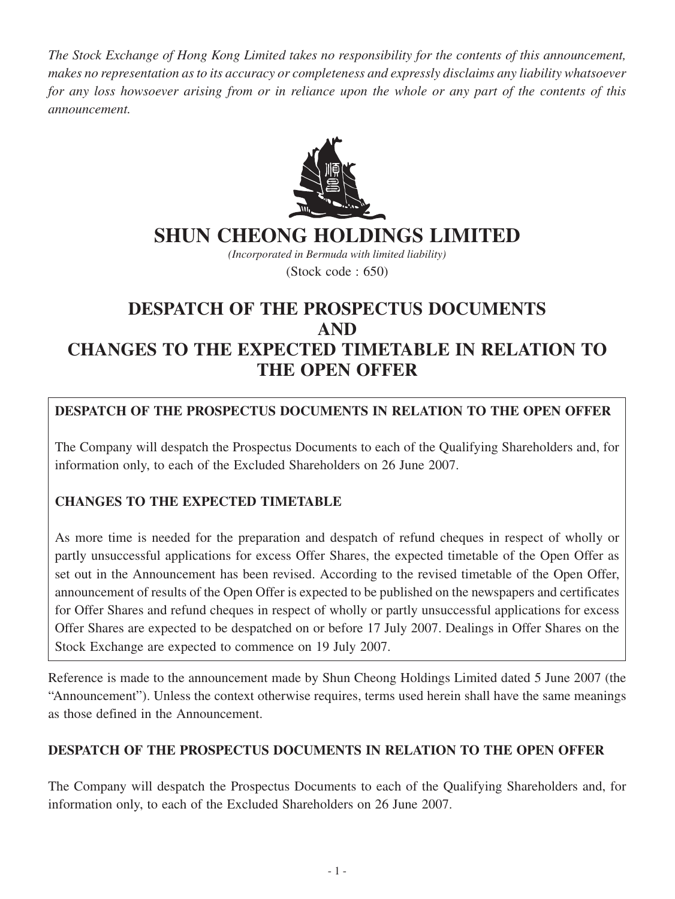*The Stock Exchange of Hong Kong Limited takes no responsibility for the contents of this announcement, makes no representation as to its accuracy or completeness and expressly disclaims any liability whatsoever for any loss howsoever arising from or in reliance upon the whole or any part of the contents of this announcement.*

# SHUN CHEONG HOLDINGS LIMITED

*(Incorporated in Bermuda with limited liability)*

(Stock code : 650)

# DESPATCH OF THE PROSPECTUS DOCUMENTS AND CHANGES TO THE EXPECTED TIMETABLE IN RELATION TO THE OPEN OFFER

**DESPATCH OF THE PROSPECTUS DOCUMENTS IN RELATION TO THE OPEN OFFER**

The Company will despatch the Prospectus Documents to each of the Qualifying Shareholders and, for information only, to each of the Excluded Shareholders on 26 June 2007.

**CHANGES TO THE EXPECTED TIMETABLE**

As more time is needed for the preparation and despatch of refund cheques in respect of wholly or partly unsuccessful applications for excess Offer Shares, the expected timetable of the Open Offer as set out in the Announcement has been revised. According to the revised timetable of the Open Offer, announcement of results of the Open Offer is expected to be published on the newspapers and certificates for Offer Shares and refund cheques in respect of wholly or partly unsuccessful applications for excess Offer Shares are expected to be despatched on or before 17 July 2007. Dealings in Offer Shares on the Stock Exchange are expected to commence on 19 July 2007.

Reference is made to the announcement made by Shun Cheong Holdings Limited dated 5 June 2007 (the "Announcement"). Unless the context otherwise requires, terms used herein shall have the same meanings as those defined in the Announcement.

## DESPATCH OF THE PROSPECTUS DOCUMENTS IN RELATION TO THE OPEN OFFER

The Company will despatch the Prospectus Documents to each of the Qualifying Shareholders and, for information only, to each of the Excluded Shareholders on 26 June 2007.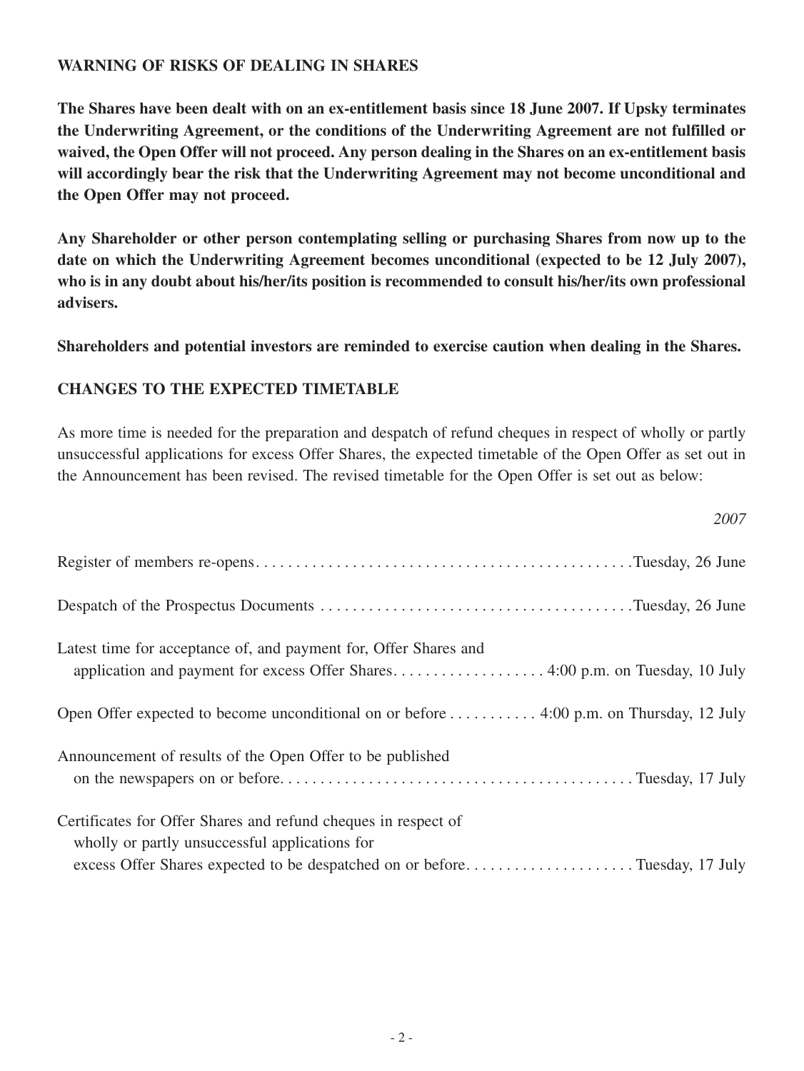## WARNING OF RISKS OF DEALING IN SHARES

**The Shares have been dealt with on an ex-entitlement basis since 18 June 2007. If Upsky terminates the Underwriting Agreement, or the conditions of the Underwriting Agreement are not fulfilled or waived, the Open Offer will not proceed. Any person dealing in the Shares on an ex-entitlement basis will accordingly bear the risk that the Underwriting Agreement may not become unconditional and the Open Offer may not proceed.**

**Any Shareholder or other person contemplating selling or purchasing Shares from now up to the date on which the Underwriting Agreement becomes unconditional (expected to be 12 July 2007), who is in any doubt about his/her/its position is recommended to consult his/her/its own professional advisers.**

**Shareholders and potential investors are reminded to exercise caution when dealing in the Shares.**

## CHANGES TO THE EXPECTED TIMETABLE

As more time is needed for the preparation and despatch of refund cheques in respect of wholly or partly unsuccessful applications for excess Offer Shares, the expected timetable of the Open Offer as set out in the Announcement has been revised. The revised timetable for the Open Offer is set out as below:

| | *2007* |
|---|---|
| Register of members re-opens | Tuesday, 26 June |
| Despatch of the Prospectus Documents | Tuesday, 26 June |
| Latest time for acceptance of, and payment for, Offer Shares and application and payment for excess Offer Shares | 4:00 p.m. on Tuesday, 10 July |
| Open Offer expected to become unconditional on or before | 4:00 p.m. on Thursday, 12 July |
| Announcement of results of the Open Offer to be published on the newspapers on or before | Tuesday, 17 July |
| Certificates for Offer Shares and refund cheques in respect of wholly or partly unsuccessful applications for excess Offer Shares expected to be despatched on or before | Tuesday, 17 July |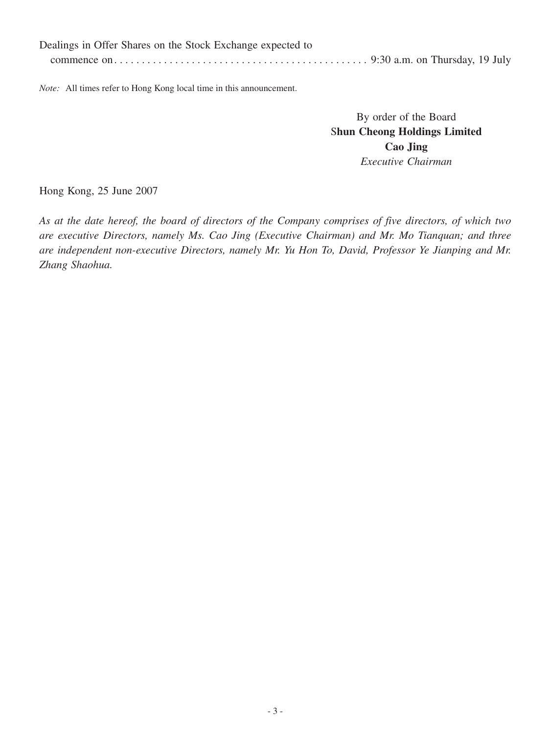Dealings in Offer Shares on the Stock Exchange expected to commence on . . . . . . . . . . . . . . . . . . . . . . . . . . . . . . . . . . . . . . . . . . . . . 9:30 a.m. on Thursday, 19 July

*Note:* All times refer to Hong Kong local time in this announcement.

By order of the Board
**Shun Cheong Holdings Limited**
**Cao Jing**
*Executive Chairman*

Hong Kong, 25 June 2007

*As at the date hereof, the board of directors of the Company comprises of five directors, of which two are executive Directors, namely Ms. Cao Jing (Executive Chairman) and Mr. Mo Tianquan; and three are independent non-executive Directors, namely Mr. Yu Hon To, David, Professor Ye Jianping and Mr. Zhang Shaohua.*